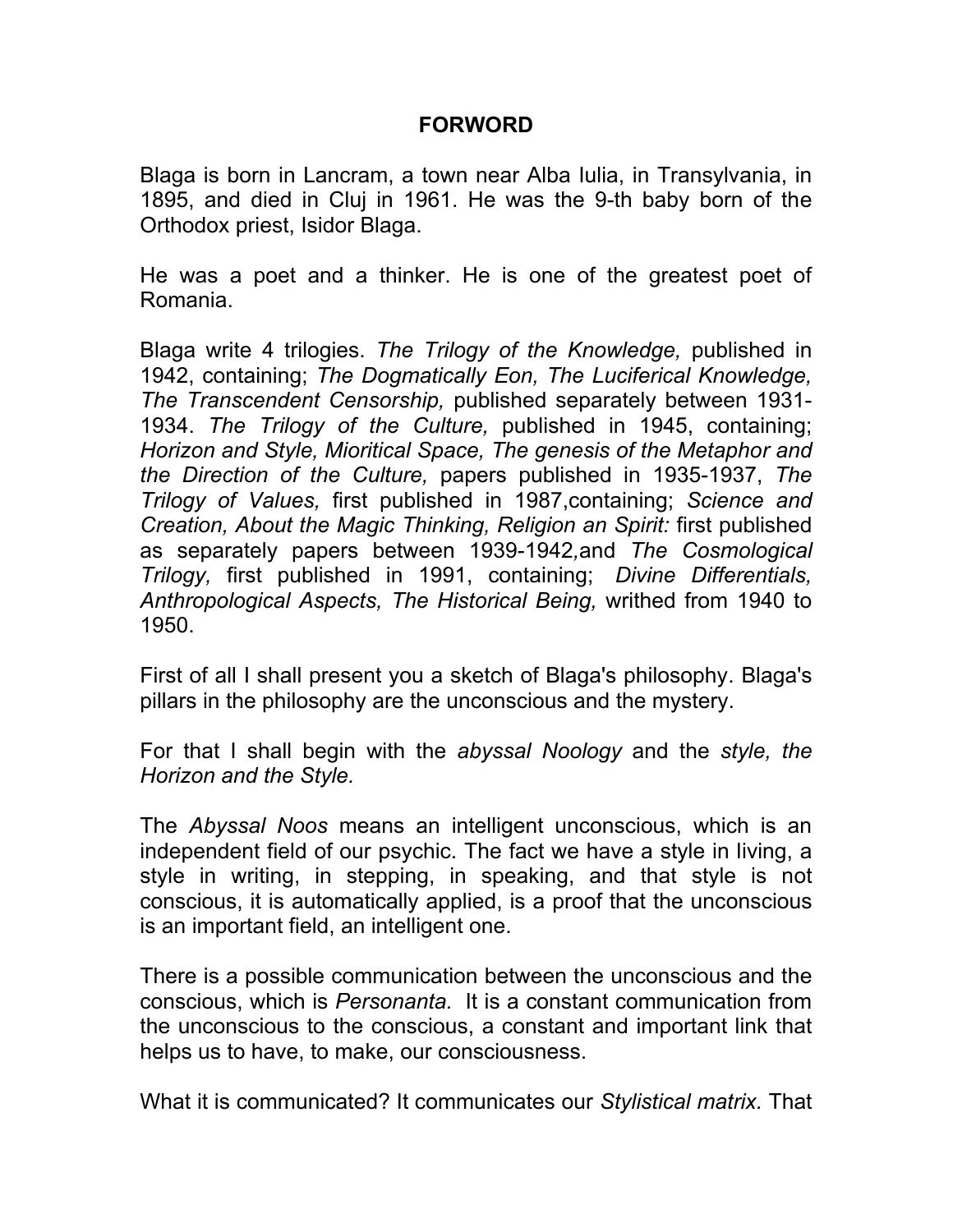# FORWORD

Blaga is born in Lancram, a town near Alba Iulia, in Transylvania, in 1895, and died in Cluj in 1961. He was the 9-th baby born of the Orthodox priest, Isidor Blaga.

He was a poet and a thinker. He is one of the greatest poet of Romania.

Blaga write 4 trilogies. *The Trilogy of the Knowledge,* published in 1942, containing; *The Dogmatically Eon, The Luciferical Knowledge, The Transcendent Censorship,* published separately between 1931-1934. *The Trilogy of the Culture,* published in 1945, containing; *Horizon and Style, Mioritical Space, The genesis of the Metaphor and the Direction of the Culture,* papers published in 1935-1937, *The Trilogy of Values,* first published in 1987,containing; *Science and Creation, About the Magic Thinking, Religion an Spirit:* first published as separately papers between 1939-1942,and *The Cosmological Trilogy,* first published in 1991, containing; *Divine Differentials, Anthropological Aspects, The Historical Being,* writhed from 1940 to 1950.

First of all I shall present you a sketch of Blaga's philosophy. Blaga's pillars in the philosophy are the unconscious and the mystery.

For that I shall begin with the *abyssal Noology* and the *style, the Horizon and the Style.*

The *Abyssal Noos* means an intelligent unconscious, which is an independent field of our psychic. The fact we have a style in living, a style in writing, in stepping, in speaking, and that style is not conscious, it is automatically applied, is a proof that the unconscious is an important field, an intelligent one.

There is a possible communication between the unconscious and the conscious, which is *Personanta.* It is a constant communication from the unconscious to the conscious, a constant and important link that helps us to have, to make, our consciousness.

What it is communicated? It communicates our *Stylistical matrix.* That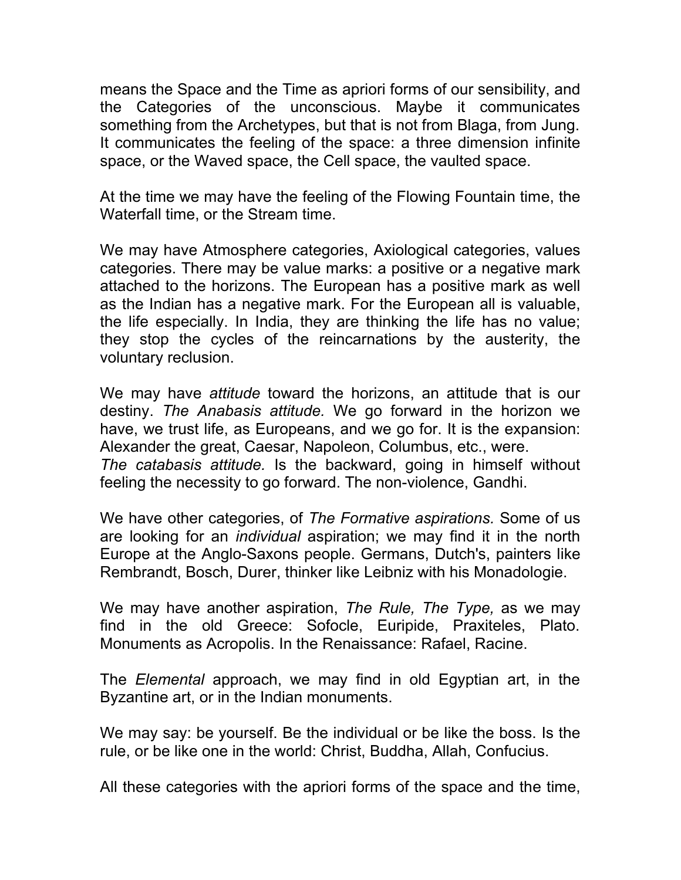means the Space and the Time as apriori forms of our sensibility, and the Categories of the unconscious. Maybe it communicates something from the Archetypes, but that is not from Blaga, from Jung. It communicates the feeling of the space: a three dimension infinite space, or the Waved space, the Cell space, the vaulted space.

At the time we may have the feeling of the Flowing Fountain time, the Waterfall time, or the Stream time.

We may have Atmosphere categories, Axiological categories, values categories. There may be value marks: a positive or a negative mark attached to the horizons. The European has a positive mark as well as the Indian has a negative mark. For the European all is valuable, the life especially. In India, they are thinking the life has no value; they stop the cycles of the reincarnations by the austerity, the voluntary reclusion.

We may have *attitude* toward the horizons, an attitude that is our destiny. *The Anabasis attitude.* We go forward in the horizon we have, we trust life, as Europeans, and we go for. It is the expansion: Alexander the great, Caesar, Napoleon, Columbus, etc., were.
*The catabasis attitude.* Is the backward, going in himself without feeling the necessity to go forward. The non-violence, Gandhi.

We have other categories, of *The Formative aspirations.* Some of us are looking for an *individual* aspiration; we may find it in the north Europe at the Anglo-Saxons people. Germans, Dutch's, painters like Rembrandt, Bosch, Durer, thinker like Leibniz with his Monadologie.

We may have another aspiration, *The Rule, The Type,* as we may find in the old Greece: Sofocle, Euripide, Praxiteles, Plato. Monuments as Acropolis. In the Renaissance: Rafael, Racine.

The *Elemental* approach, we may find in old Egyptian art, in the Byzantine art, or in the Indian monuments.

We may say: be yourself. Be the individual or be like the boss. Is the rule, or be like one in the world: Christ, Buddha, Allah, Confucius.

All these categories with the apriori forms of the space and the time,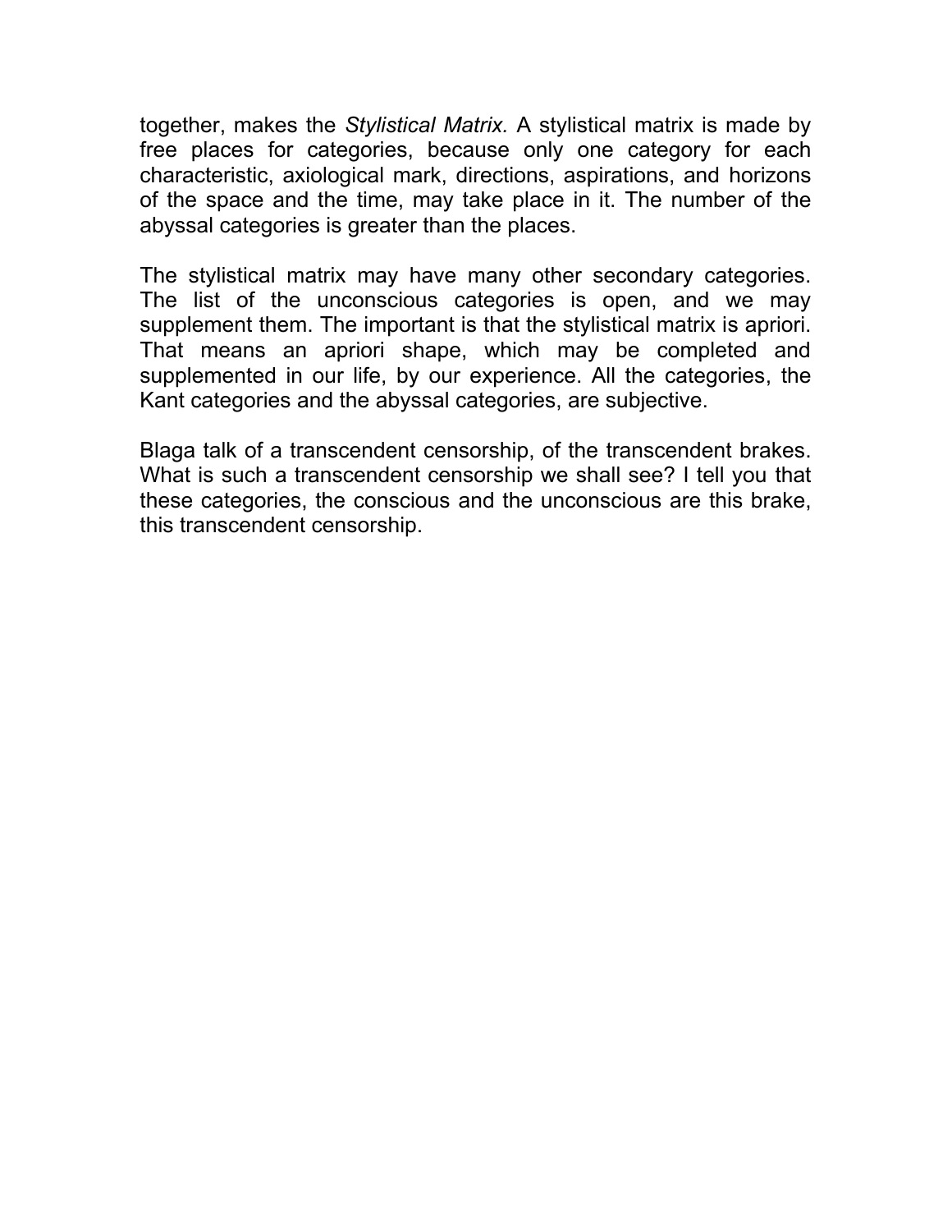together, makes the *Stylistical Matrix.* A stylistical matrix is made by free places for categories, because only one category for each characteristic, axiological mark, directions, aspirations, and horizons of the space and the time, may take place in it. The number of the abyssal categories is greater than the places.

The stylistical matrix may have many other secondary categories. The list of the unconscious categories is open, and we may supplement them. The important is that the stylistical matrix is apriori. That means an apriori shape, which may be completed and supplemented in our life, by our experience. All the categories, the Kant categories and the abyssal categories, are subjective.

Blaga talk of a transcendent censorship, of the transcendent brakes. What is such a transcendent censorship we shall see? I tell you that these categories, the conscious and the unconscious are this brake, this transcendent censorship.